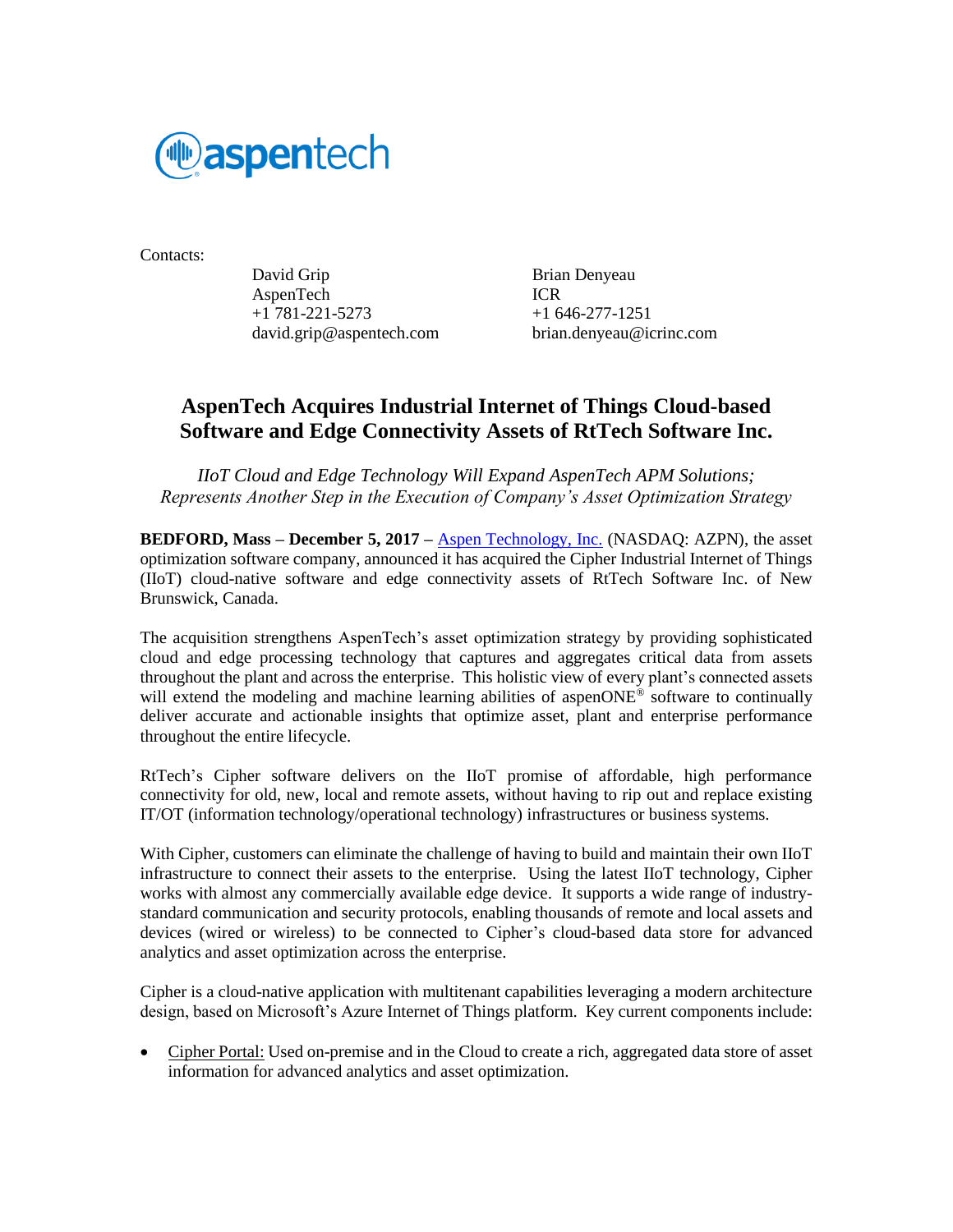Contacts:

David Grip
AspenTech
+1 781-221-5273
david.grip@aspentech.com

Brian Denyeau
ICR
+1 646-277-1251
brian.denyeau@icrinc.com

# AspenTech Acquires Industrial Internet of Things Cloud-based Software and Edge Connectivity Assets of RtTech Software Inc.

*IIoT Cloud and Edge Technology Will Expand AspenTech APM Solutions; Represents Another Step in the Execution of Company's Asset Optimization Strategy*

**BEDFORD, Mass – December 5, 2017 –** Aspen Technology, Inc. (NASDAQ: AZPN), the asset optimization software company, announced it has acquired the Cipher Industrial Internet of Things (IIoT) cloud-native software and edge connectivity assets of RtTech Software Inc. of New Brunswick, Canada.

The acquisition strengthens AspenTech's asset optimization strategy by providing sophisticated cloud and edge processing technology that captures and aggregates critical data from assets throughout the plant and across the enterprise. This holistic view of every plant's connected assets will extend the modeling and machine learning abilities of aspenONE® software to continually deliver accurate and actionable insights that optimize asset, plant and enterprise performance throughout the entire lifecycle.

RtTech's Cipher software delivers on the IIoT promise of affordable, high performance connectivity for old, new, local and remote assets, without having to rip out and replace existing IT/OT (information technology/operational technology) infrastructures or business systems.

With Cipher, customers can eliminate the challenge of having to build and maintain their own IIoT infrastructure to connect their assets to the enterprise. Using the latest IIoT technology, Cipher works with almost any commercially available edge device. It supports a wide range of industry-standard communication and security protocols, enabling thousands of remote and local assets and devices (wired or wireless) to be connected to Cipher's cloud-based data store for advanced analytics and asset optimization across the enterprise.

Cipher is a cloud-native application with multitenant capabilities leveraging a modern architecture design, based on Microsoft's Azure Internet of Things platform. Key current components include:

- Cipher Portal: Used on-premise and in the Cloud to create a rich, aggregated data store of asset information for advanced analytics and asset optimization.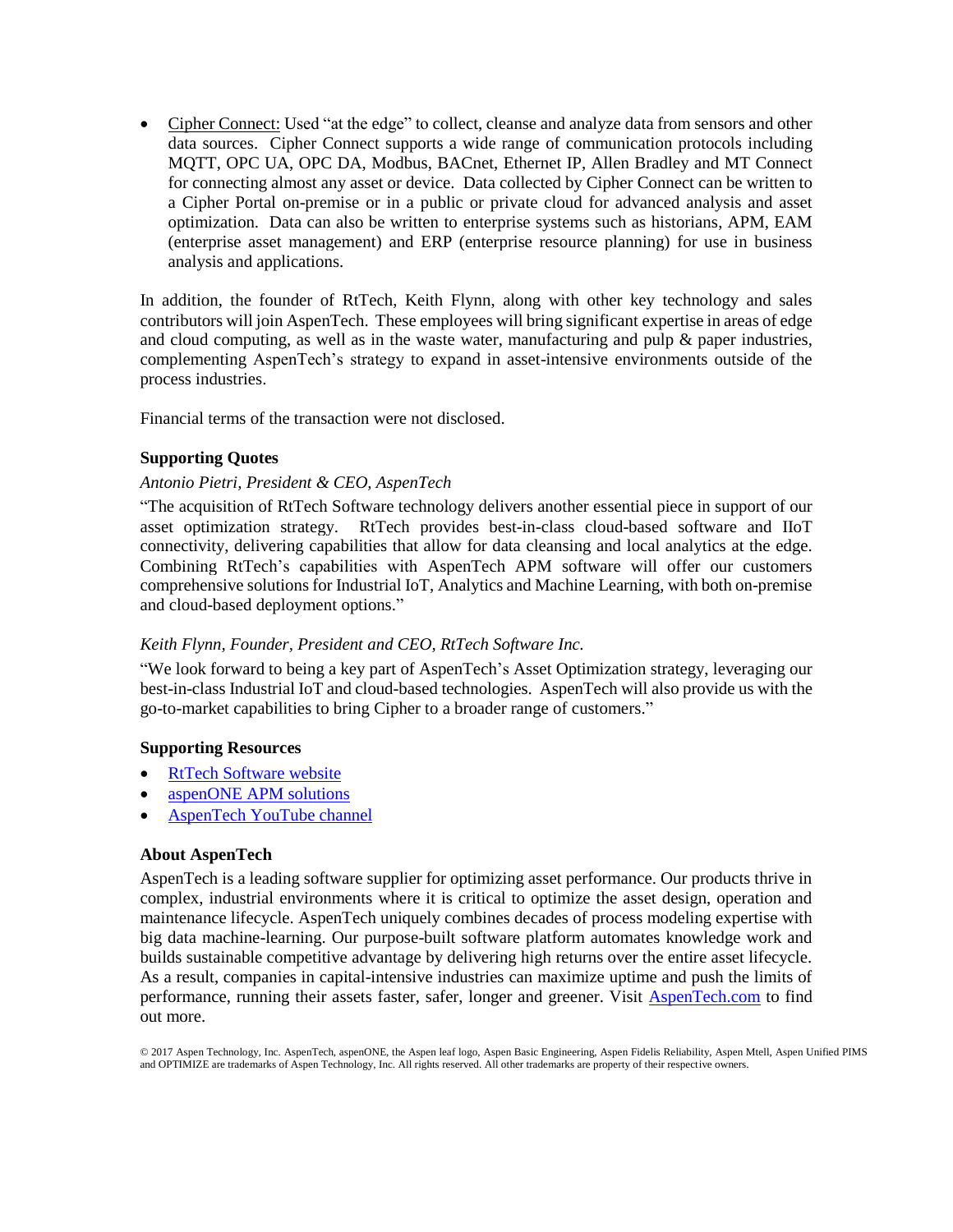- Cipher Connect: Used "at the edge" to collect, cleanse and analyze data from sensors and other data sources. Cipher Connect supports a wide range of communication protocols including MQTT, OPC UA, OPC DA, Modbus, BACnet, Ethernet IP, Allen Bradley and MT Connect for connecting almost any asset or device. Data collected by Cipher Connect can be written to a Cipher Portal on-premise or in a public or private cloud for advanced analysis and asset optimization. Data can also be written to enterprise systems such as historians, APM, EAM (enterprise asset management) and ERP (enterprise resource planning) for use in business analysis and applications.

In addition, the founder of RtTech, Keith Flynn, along with other key technology and sales contributors will join AspenTech. These employees will bring significant expertise in areas of edge and cloud computing, as well as in the waste water, manufacturing and pulp & paper industries, complementing AspenTech's strategy to expand in asset-intensive environments outside of the process industries.

Financial terms of the transaction were not disclosed.

**Supporting Quotes**

*Antonio Pietri, President & CEO, AspenTech*

"The acquisition of RtTech Software technology delivers another essential piece in support of our asset optimization strategy. RtTech provides best-in-class cloud-based software and IIoT connectivity, delivering capabilities that allow for data cleansing and local analytics at the edge. Combining RtTech's capabilities with AspenTech APM software will offer our customers comprehensive solutions for Industrial IoT, Analytics and Machine Learning, with both on-premise and cloud-based deployment options."

*Keith Flynn, Founder, President and CEO, RtTech Software Inc.*

"We look forward to being a key part of AspenTech's Asset Optimization strategy, leveraging our best-in-class Industrial IoT and cloud-based technologies. AspenTech will also provide us with the go-to-market capabilities to bring Cipher to a broader range of customers."

**Supporting Resources**

- RtTech Software website
- aspenONE APM solutions
- AspenTech YouTube channel

**About AspenTech**

AspenTech is a leading software supplier for optimizing asset performance. Our products thrive in complex, industrial environments where it is critical to optimize the asset design, operation and maintenance lifecycle. AspenTech uniquely combines decades of process modeling expertise with big data machine-learning. Our purpose-built software platform automates knowledge work and builds sustainable competitive advantage by delivering high returns over the entire asset lifecycle. As a result, companies in capital-intensive industries can maximize uptime and push the limits of performance, running their assets faster, safer, longer and greener. Visit AspenTech.com to find out more.

© 2017 Aspen Technology, Inc. AspenTech, aspenONE, the Aspen leaf logo, Aspen Basic Engineering, Aspen Fidelis Reliability, Aspen Mtell, Aspen Unified PIMS and OPTIMIZE are trademarks of Aspen Technology, Inc. All rights reserved. All other trademarks are property of their respective owners.